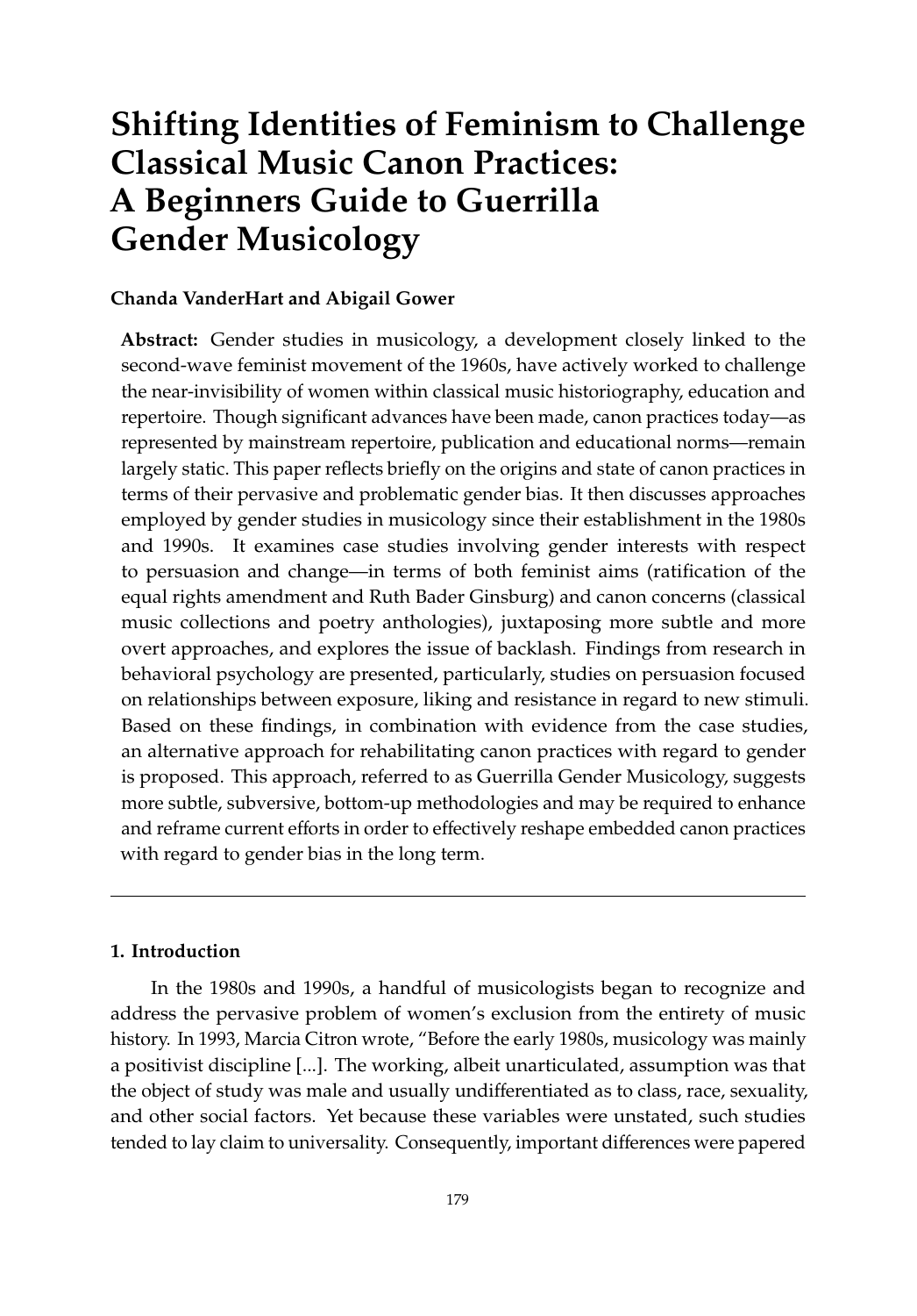# Shifting Identities of Feminism to Challenge Classical Music Canon Practices: A Beginners Guide to Guerrilla Gender Musicology

**Chanda VanderHart and Abigail Gower**

**Abstract:** Gender studies in musicology, a development closely linked to the second-wave feminist movement of the 1960s, have actively worked to challenge the near-invisibility of women within classical music historiography, education and repertoire. Though significant advances have been made, canon practices today—as represented by mainstream repertoire, publication and educational norms—remain largely static. This paper reflects briefly on the origins and state of canon practices in terms of their pervasive and problematic gender bias. It then discusses approaches employed by gender studies in musicology since their establishment in the 1980s and 1990s. It examines case studies involving gender interests with respect to persuasion and change—in terms of both feminist aims (ratification of the equal rights amendment and Ruth Bader Ginsburg) and canon concerns (classical music collections and poetry anthologies), juxtaposing more subtle and more overt approaches, and explores the issue of backlash. Findings from research in behavioral psychology are presented, particularly, studies on persuasion focused on relationships between exposure, liking and resistance in regard to new stimuli. Based on these findings, in combination with evidence from the case studies, an alternative approach for rehabilitating canon practices with regard to gender is proposed. This approach, referred to as Guerrilla Gender Musicology, suggests more subtle, subversive, bottom-up methodologies and may be required to enhance and reframe current efforts in order to effectively reshape embedded canon practices with regard to gender bias in the long term.

---

## 1. Introduction

In the 1980s and 1990s, a handful of musicologists began to recognize and address the pervasive problem of women's exclusion from the entirety of music history. In 1993, Marcia Citron wrote, "Before the early 1980s, musicology was mainly a positivist discipline [...]. The working, albeit unarticulated, assumption was that the object of study was male and usually undifferentiated as to class, race, sexuality, and other social factors. Yet because these variables were unstated, such studies tended to lay claim to universality. Consequently, important differences were papered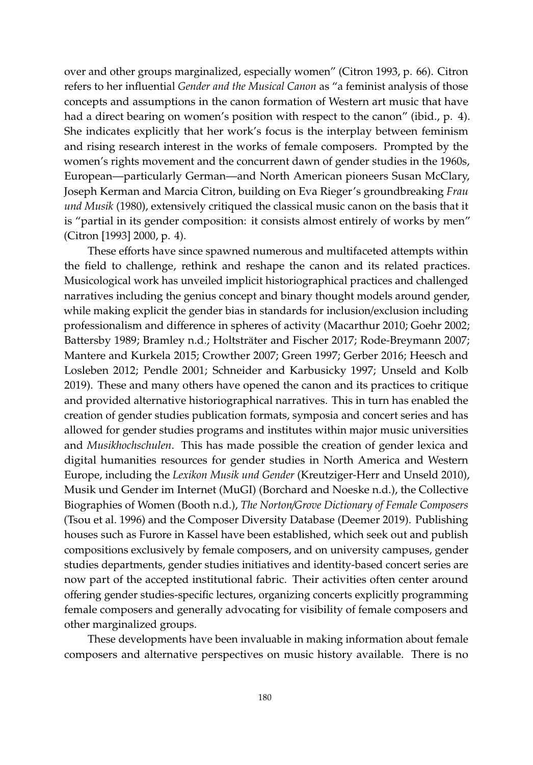over and other groups marginalized, especially women" (Citron 1993, p. 66). Citron refers to her influential *Gender and the Musical Canon* as "a feminist analysis of those concepts and assumptions in the canon formation of Western art music that have had a direct bearing on women's position with respect to the canon" (ibid., p. 4). She indicates explicitly that her work's focus is the interplay between feminism and rising research interest in the works of female composers. Prompted by the women's rights movement and the concurrent dawn of gender studies in the 1960s, European—particularly German—and North American pioneers Susan McClary, Joseph Kerman and Marcia Citron, building on Eva Rieger's groundbreaking *Frau und Musik* (1980), extensively critiqued the classical music canon on the basis that it is "partial in its gender composition: it consists almost entirely of works by men" (Citron [1993] 2000, p. 4).

These efforts have since spawned numerous and multifaceted attempts within the field to challenge, rethink and reshape the canon and its related practices. Musicological work has unveiled implicit historiographical practices and challenged narratives including the genius concept and binary thought models around gender, while making explicit the gender bias in standards for inclusion/exclusion including professionalism and difference in spheres of activity (Macarthur 2010; Goehr 2002; Battersby 1989; Bramley n.d.; Holtsträter and Fischer 2017; Rode-Breymann 2007; Mantere and Kurkela 2015; Crowther 2007; Green 1997; Gerber 2016; Heesch and Losleben 2012; Pendle 2001; Schneider and Karbusicky 1997; Unseld and Kolb 2019). These and many others have opened the canon and its practices to critique and provided alternative historiographical narratives. This in turn has enabled the creation of gender studies publication formats, symposia and concert series and has allowed for gender studies programs and institutes within major music universities and *Musikhochschulen*. This has made possible the creation of gender lexica and digital humanities resources for gender studies in North America and Western Europe, including the *Lexikon Musik und Gender* (Kreutziger-Herr and Unseld 2010), Musik und Gender im Internet (MuGI) (Borchard and Noeske n.d.), the Collective Biographies of Women (Booth n.d.), *The Norton/Grove Dictionary of Female Composers* (Tsou et al. 1996) and the Composer Diversity Database (Deemer 2019). Publishing houses such as Furore in Kassel have been established, which seek out and publish compositions exclusively by female composers, and on university campuses, gender studies departments, gender studies initiatives and identity-based concert series are now part of the accepted institutional fabric. Their activities often center around offering gender studies-specific lectures, organizing concerts explicitly programming female composers and generally advocating for visibility of female composers and other marginalized groups.

These developments have been invaluable in making information about female composers and alternative perspectives on music history available. There is no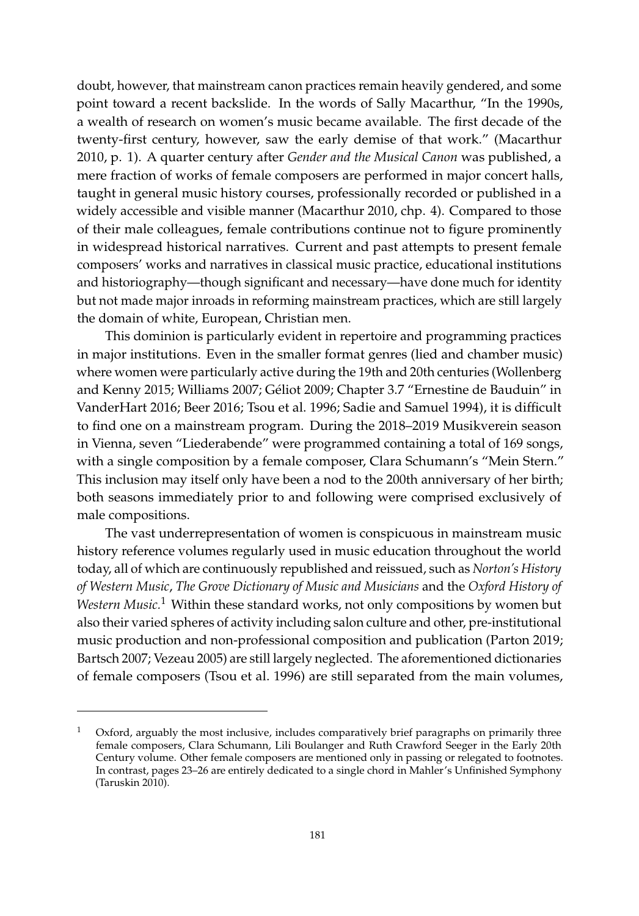doubt, however, that mainstream canon practices remain heavily gendered, and some point toward a recent backslide. In the words of Sally Macarthur, “In the 1990s, a wealth of research on women’s music became available. The first decade of the twenty-first century, however, saw the early demise of that work.” (Macarthur 2010, p. 1). A quarter century after *Gender and the Musical Canon* was published, a mere fraction of works of female composers are performed in major concert halls, taught in general music history courses, professionally recorded or published in a widely accessible and visible manner (Macarthur 2010, chp. 4). Compared to those of their male colleagues, female contributions continue not to figure prominently in widespread historical narratives. Current and past attempts to present female composers’ works and narratives in classical music practice, educational institutions and historiography—though significant and necessary—have done much for identity but not made major inroads in reforming mainstream practices, which are still largely the domain of white, European, Christian men.

This dominion is particularly evident in repertoire and programming practices in major institutions. Even in the smaller format genres (lied and chamber music) where women were particularly active during the 19th and 20th centuries (Wollenberg and Kenny 2015; Williams 2007; Géliot 2009; Chapter 3.7 “Ernestine de Bauduin” in VanderHart 2016; Beer 2016; Tsou et al. 1996; Sadie and Samuel 1994), it is difficult to find one on a mainstream program. During the 2018–2019 Musikverein season in Vienna, seven “Liederabende” were programmed containing a total of 169 songs, with a single composition by a female composer, Clara Schumann’s “Mein Stern.” This inclusion may itself only have been a nod to the 200th anniversary of her birth; both seasons immediately prior to and following were comprised exclusively of male compositions.

The vast underrepresentation of women is conspicuous in mainstream music history reference volumes regularly used in music education throughout the world today, all of which are continuously republished and reissued, such as *Norton’s History of Western Music*, *The Grove Dictionary of Music and Musicians* and the *Oxford History of Western Music.*[1] Within these standard works, not only compositions by women but also their varied spheres of activity including salon culture and other, pre-institutional music production and non-professional composition and publication (Parton 2019; Bartsch 2007; Vezeau 2005) are still largely neglected. The aforementioned dictionaries of female composers (Tsou et al. 1996) are still separated from the main volumes,

---

[1] Oxford, arguably the most inclusive, includes comparatively brief paragraphs on primarily three female composers, Clara Schumann, Lili Boulanger and Ruth Crawford Seeger in the Early 20th Century volume. Other female composers are mentioned only in passing or relegated to footnotes. In contrast, pages 23–26 are entirely dedicated to a single chord in Mahler’s Unfinished Symphony (Taruskin 2010).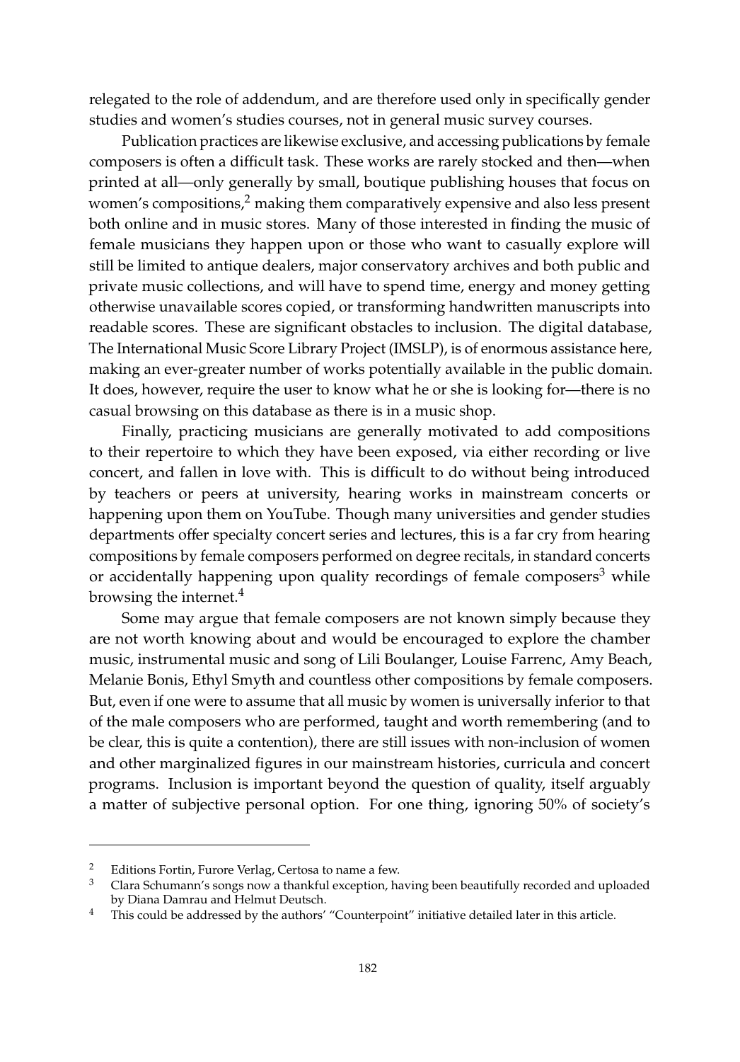relegated to the role of addendum, and are therefore used only in specifically gender studies and women's studies courses, not in general music survey courses.

Publication practices are likewise exclusive, and accessing publications by female composers is often a difficult task. These works are rarely stocked and then—when printed at all—only generally by small, boutique publishing houses that focus on women's compositions,[2] making them comparatively expensive and also less present both online and in music stores. Many of those interested in finding the music of female musicians they happen upon or those who want to casually explore will still be limited to antique dealers, major conservatory archives and both public and private music collections, and will have to spend time, energy and money getting otherwise unavailable scores copied, or transforming handwritten manuscripts into readable scores. These are significant obstacles to inclusion. The digital database, The International Music Score Library Project (IMSLP), is of enormous assistance here, making an ever-greater number of works potentially available in the public domain. It does, however, require the user to know what he or she is looking for—there is no casual browsing on this database as there is in a music shop.

Finally, practicing musicians are generally motivated to add compositions to their repertoire to which they have been exposed, via either recording or live concert, and fallen in love with. This is difficult to do without being introduced by teachers or peers at university, hearing works in mainstream concerts or happening upon them on YouTube. Though many universities and gender studies departments offer specialty concert series and lectures, this is a far cry from hearing compositions by female composers performed on degree recitals, in standard concerts or accidentally happening upon quality recordings of female composers[3] while browsing the internet.[4]

Some may argue that female composers are not known simply because they are not worth knowing about and would be encouraged to explore the chamber music, instrumental music and song of Lili Boulanger, Louise Farrenc, Amy Beach, Melanie Bonis, Ethyl Smyth and countless other compositions by female composers. But, even if one were to assume that all music by women is universally inferior to that of the male composers who are performed, taught and worth remembering (and to be clear, this is quite a contention), there are still issues with non-inclusion of women and other marginalized figures in our mainstream histories, curricula and concert programs. Inclusion is important beyond the question of quality, itself arguably a matter of subjective personal option. For one thing, ignoring 50% of society's

[2] Editions Fortin, Furore Verlag, Certosa to name a few.

[3] Clara Schumann's songs now a thankful exception, having been beautifully recorded and uploaded by Diana Damrau and Helmut Deutsch.

[4] This could be addressed by the authors' "Counterpoint" initiative detailed later in this article.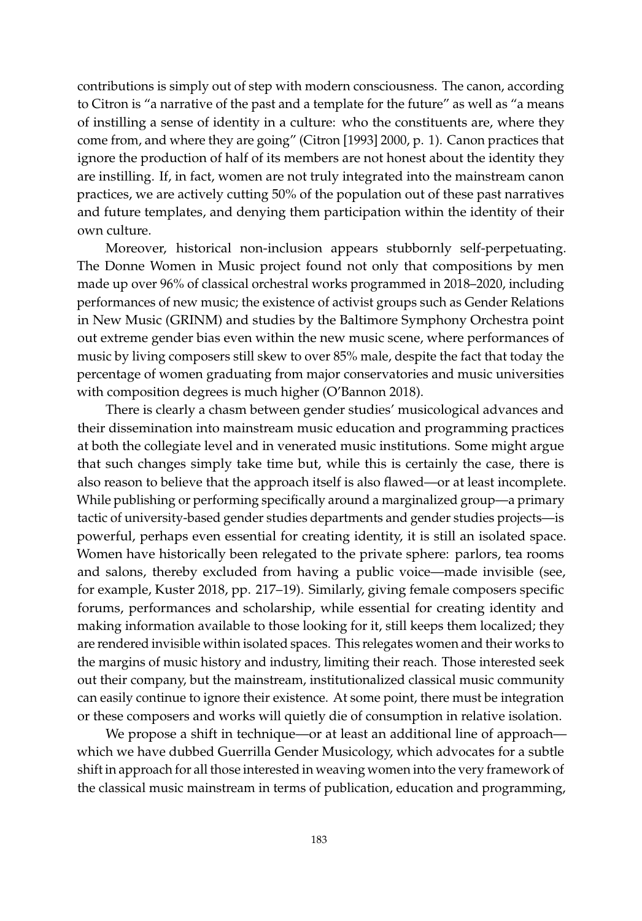contributions is simply out of step with modern consciousness. The canon, according to Citron is "a narrative of the past and a template for the future" as well as "a means of instilling a sense of identity in a culture: who the constituents are, where they come from, and where they are going" (Citron [1993] 2000, p. 1). Canon practices that ignore the production of half of its members are not honest about the identity they are instilling. If, in fact, women are not truly integrated into the mainstream canon practices, we are actively cutting 50% of the population out of these past narratives and future templates, and denying them participation within the identity of their own culture.

Moreover, historical non-inclusion appears stubbornly self-perpetuating. The Donne Women in Music project found not only that compositions by men made up over 96% of classical orchestral works programmed in 2018–2020, including performances of new music; the existence of activist groups such as Gender Relations in New Music (GRINM) and studies by the Baltimore Symphony Orchestra point out extreme gender bias even within the new music scene, where performances of music by living composers still skew to over 85% male, despite the fact that today the percentage of women graduating from major conservatories and music universities with composition degrees is much higher (O'Bannon 2018).

There is clearly a chasm between gender studies' musicological advances and their dissemination into mainstream music education and programming practices at both the collegiate level and in venerated music institutions. Some might argue that such changes simply take time but, while this is certainly the case, there is also reason to believe that the approach itself is also flawed—or at least incomplete. While publishing or performing specifically around a marginalized group—a primary tactic of university-based gender studies departments and gender studies projects—is powerful, perhaps even essential for creating identity, it is still an isolated space. Women have historically been relegated to the private sphere: parlors, tea rooms and salons, thereby excluded from having a public voice—made invisible (see, for example, Kuster 2018, pp. 217–19). Similarly, giving female composers specific forums, performances and scholarship, while essential for creating identity and making information available to those looking for it, still keeps them localized; they are rendered invisible within isolated spaces. This relegates women and their works to the margins of music history and industry, limiting their reach. Those interested seek out their company, but the mainstream, institutionalized classical music community can easily continue to ignore their existence. At some point, there must be integration or these composers and works will quietly die of consumption in relative isolation.

We propose a shift in technique—or at least an additional line of approach—which we have dubbed Guerrilla Gender Musicology, which advocates for a subtle shift in approach for all those interested in weaving women into the very framework of the classical music mainstream in terms of publication, education and programming,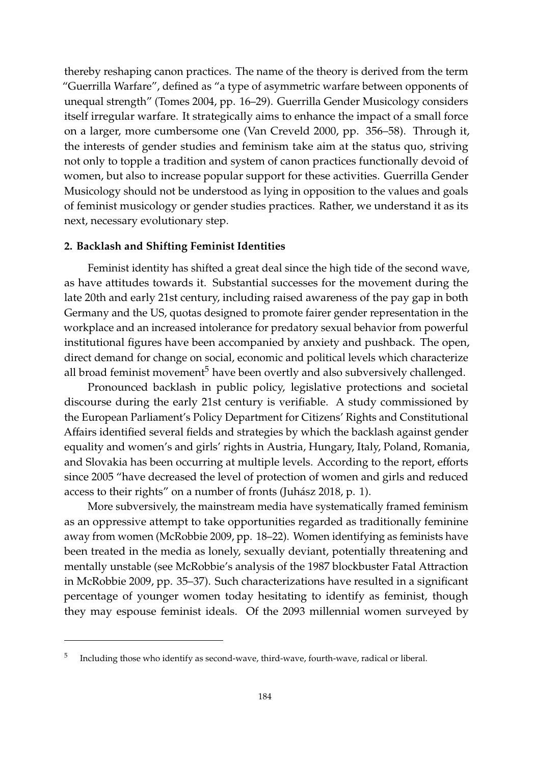thereby reshaping canon practices. The name of the theory is derived from the term "Guerrilla Warfare", defined as "a type of asymmetric warfare between opponents of unequal strength" (Tomes 2004, pp. 16–29). Guerrilla Gender Musicology considers itself irregular warfare. It strategically aims to enhance the impact of a small force on a larger, more cumbersome one (Van Creveld 2000, pp. 356–58). Through it, the interests of gender studies and feminism take aim at the status quo, striving not only to topple a tradition and system of canon practices functionally devoid of women, but also to increase popular support for these activities. Guerrilla Gender Musicology should not be understood as lying in opposition to the values and goals of feminist musicology or gender studies practices. Rather, we understand it as its next, necessary evolutionary step.

## 2. Backlash and Shifting Feminist Identities

Feminist identity has shifted a great deal since the high tide of the second wave, as have attitudes towards it. Substantial successes for the movement during the late 20th and early 21st century, including raised awareness of the pay gap in both Germany and the US, quotas designed to promote fairer gender representation in the workplace and an increased intolerance for predatory sexual behavior from powerful institutional figures have been accompanied by anxiety and pushback. The open, direct demand for change on social, economic and political levels which characterize all broad feminist movement[5] have been overtly and also subversively challenged.

Pronounced backlash in public policy, legislative protections and societal discourse during the early 21st century is verifiable. A study commissioned by the European Parliament's Policy Department for Citizens' Rights and Constitutional Affairs identified several fields and strategies by which the backlash against gender equality and women's and girls' rights in Austria, Hungary, Italy, Poland, Romania, and Slovakia has been occurring at multiple levels. According to the report, efforts since 2005 "have decreased the level of protection of women and girls and reduced access to their rights" on a number of fronts (Juhász 2018, p. 1).

More subversively, the mainstream media have systematically framed feminism as an oppressive attempt to take opportunities regarded as traditionally feminine away from women (McRobbie 2009, pp. 18–22). Women identifying as feminists have been treated in the media as lonely, sexually deviant, potentially threatening and mentally unstable (see McRobbie's analysis of the 1987 blockbuster Fatal Attraction in McRobbie 2009, pp. 35–37). Such characterizations have resulted in a significant percentage of younger women today hesitating to identify as feminist, though they may espouse feminist ideals. Of the 2093 millennial women surveyed by

[5] Including those who identify as second-wave, third-wave, fourth-wave, radical or liberal.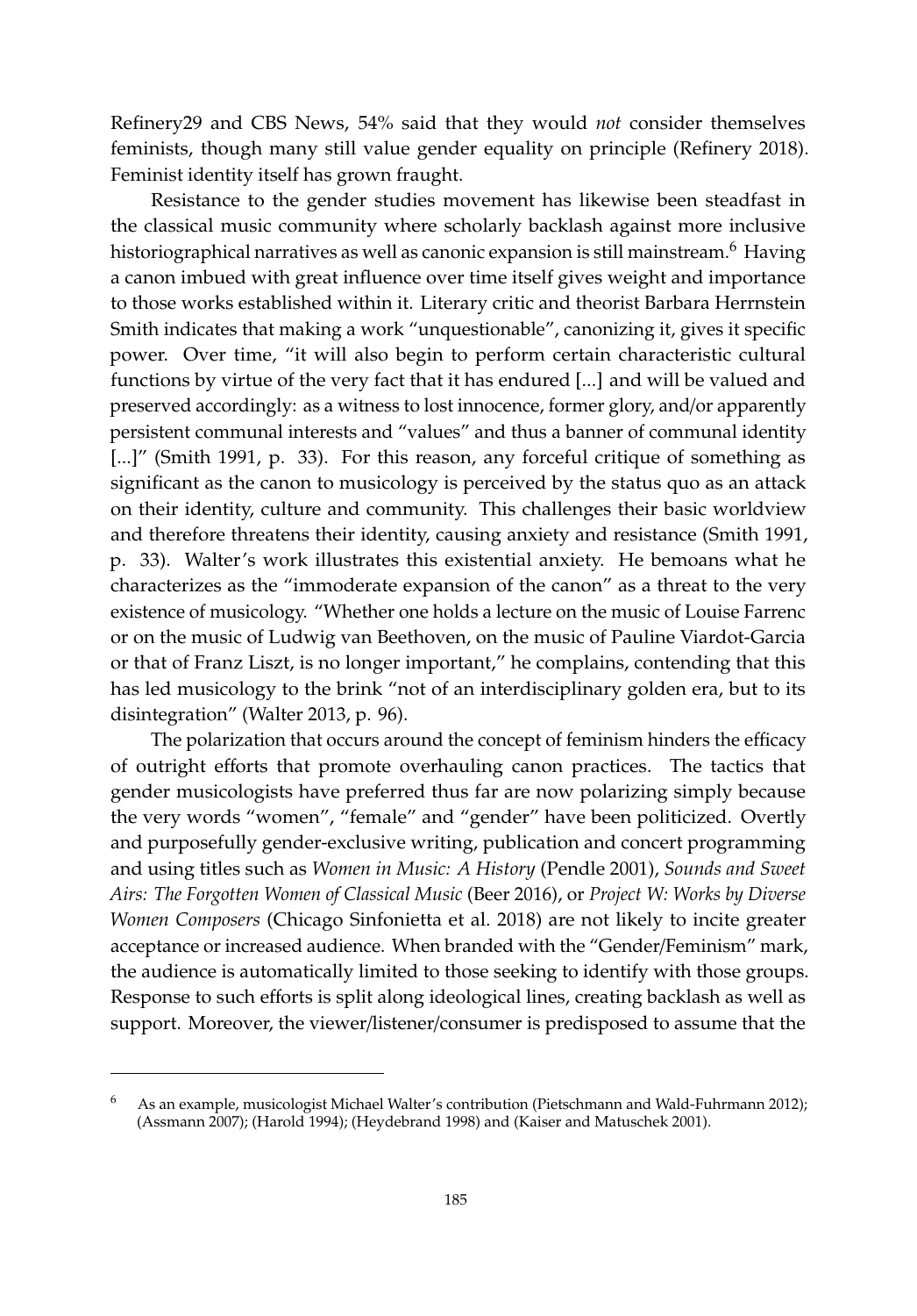Refinery29 and CBS News, 54% said that they would *not* consider themselves feminists, though many still value gender equality on principle (Refinery 2018). Feminist identity itself has grown fraught.

Resistance to the gender studies movement has likewise been steadfast in the classical music community where scholarly backlash against more inclusive historiographical narratives as well as canonic expansion is still mainstream.[6] Having a canon imbued with great influence over time itself gives weight and importance to those works established within it. Literary critic and theorist Barbara Herrnstein Smith indicates that making a work "unquestionable", canonizing it, gives it specific power. Over time, "it will also begin to perform certain characteristic cultural functions by virtue of the very fact that it has endured [...] and will be valued and preserved accordingly: as a witness to lost innocence, former glory, and/or apparently persistent communal interests and "values" and thus a banner of communal identity [...]" (Smith 1991, p. 33). For this reason, any forceful critique of something as significant as the canon to musicology is perceived by the status quo as an attack on their identity, culture and community. This challenges their basic worldview and therefore threatens their identity, causing anxiety and resistance (Smith 1991, p. 33). Walter's work illustrates this existential anxiety. He bemoans what he characterizes as the "immoderate expansion of the canon" as a threat to the very existence of musicology. "Whether one holds a lecture on the music of Louise Farrenc or on the music of Ludwig van Beethoven, on the music of Pauline Viardot-Garcia or that of Franz Liszt, is no longer important," he complains, contending that this has led musicology to the brink "not of an interdisciplinary golden era, but to its disintegration" (Walter 2013, p. 96).

The polarization that occurs around the concept of feminism hinders the efficacy of outright efforts that promote overhauling canon practices. The tactics that gender musicologists have preferred thus far are now polarizing simply because the very words "women", "female" and "gender" have been politicized. Overtly and purposefully gender-exclusive writing, publication and concert programming and using titles such as *Women in Music: A History* (Pendle 2001), *Sounds and Sweet Airs: The Forgotten Women of Classical Music* (Beer 2016), or *Project W: Works by Diverse Women Composers* (Chicago Sinfonietta et al. 2018) are not likely to incite greater acceptance or increased audience. When branded with the "Gender/Feminism" mark, the audience is automatically limited to those seeking to identify with those groups. Response to such efforts is split along ideological lines, creating backlash as well as support. Moreover, the viewer/listener/consumer is predisposed to assume that the

---

[6] As an example, musicologist Michael Walter's contribution (Pietschmann and Wald-Fuhrmann 2012); (Assmann 2007); (Harold 1994); (Heydebrand 1998) and (Kaiser and Matuschek 2001).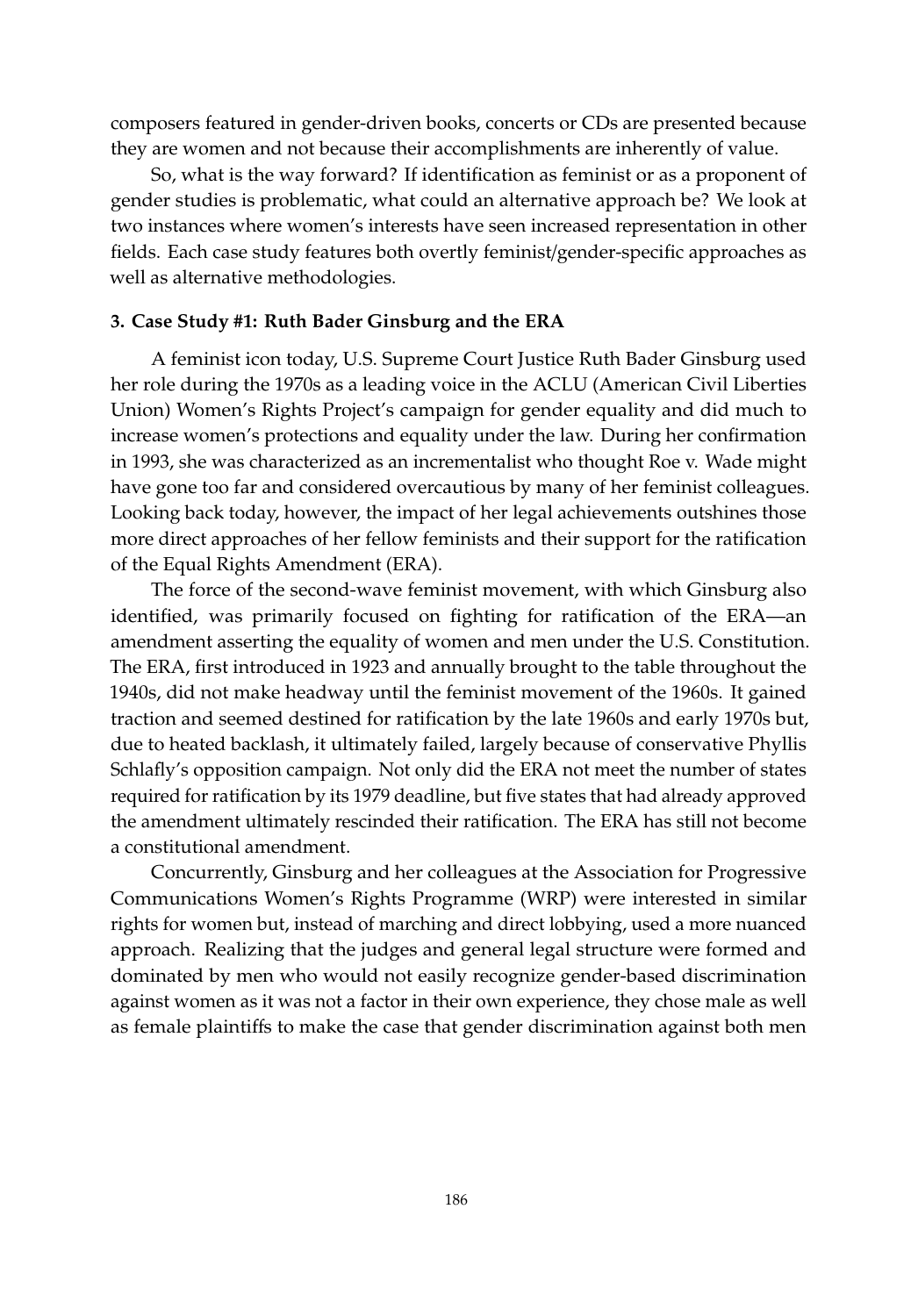composers featured in gender-driven books, concerts or CDs are presented because they are women and not because their accomplishments are inherently of value.

So, what is the way forward? If identification as feminist or as a proponent of gender studies is problematic, what could an alternative approach be? We look at two instances where women's interests have seen increased representation in other fields. Each case study features both overtly feminist/gender-specific approaches as well as alternative methodologies.

### 3. Case Study #1: Ruth Bader Ginsburg and the ERA

A feminist icon today, U.S. Supreme Court Justice Ruth Bader Ginsburg used her role during the 1970s as a leading voice in the ACLU (American Civil Liberties Union) Women's Rights Project's campaign for gender equality and did much to increase women's protections and equality under the law. During her confirmation in 1993, she was characterized as an incrementalist who thought Roe v. Wade might have gone too far and considered overcautious by many of her feminist colleagues. Looking back today, however, the impact of her legal achievements outshines those more direct approaches of her fellow feminists and their support for the ratification of the Equal Rights Amendment (ERA).

The force of the second-wave feminist movement, with which Ginsburg also identified, was primarily focused on fighting for ratification of the ERA—an amendment asserting the equality of women and men under the U.S. Constitution. The ERA, first introduced in 1923 and annually brought to the table throughout the 1940s, did not make headway until the feminist movement of the 1960s. It gained traction and seemed destined for ratification by the late 1960s and early 1970s but, due to heated backlash, it ultimately failed, largely because of conservative Phyllis Schlafly's opposition campaign. Not only did the ERA not meet the number of states required for ratification by its 1979 deadline, but five states that had already approved the amendment ultimately rescinded their ratification. The ERA has still not become a constitutional amendment.

Concurrently, Ginsburg and her colleagues at the Association for Progressive Communications Women's Rights Programme (WRP) were interested in similar rights for women but, instead of marching and direct lobbying, used a more nuanced approach. Realizing that the judges and general legal structure were formed and dominated by men who would not easily recognize gender-based discrimination against women as it was not a factor in their own experience, they chose male as well as female plaintiffs to make the case that gender discrimination against both men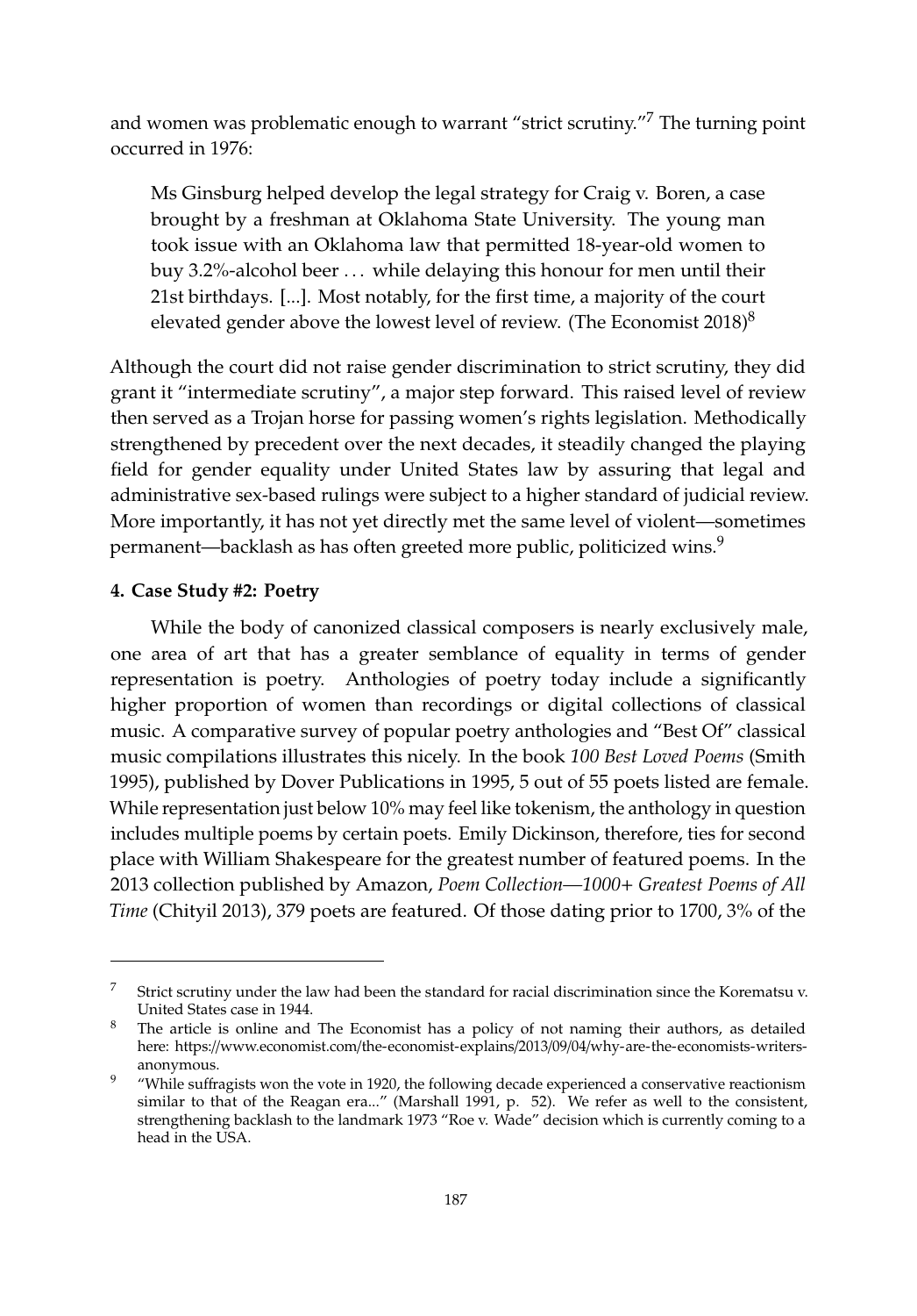and women was problematic enough to warrant "strict scrutiny."[7] The turning point occurred in 1976:

> Ms Ginsburg helped develop the legal strategy for Craig v. Boren, a case brought by a freshman at Oklahoma State University. The young man took issue with an Oklahoma law that permitted 18-year-old women to buy 3.2%-alcohol beer . . . while delaying this honour for men until their 21st birthdays. [...]. Most notably, for the first time, a majority of the court elevated gender above the lowest level of review. (The Economist 2018)[8]

Although the court did not raise gender discrimination to strict scrutiny, they did grant it "intermediate scrutiny", a major step forward. This raised level of review then served as a Trojan horse for passing women's rights legislation. Methodically strengthened by precedent over the next decades, it steadily changed the playing field for gender equality under United States law by assuring that legal and administrative sex-based rulings were subject to a higher standard of judicial review. More importantly, it has not yet directly met the same level of violent—sometimes permanent—backlash as has often greeted more public, politicized wins.[9]

**4. Case Study #2: Poetry**

While the body of canonized classical composers is nearly exclusively male, one area of art that has a greater semblance of equality in terms of gender representation is poetry. Anthologies of poetry today include a significantly higher proportion of women than recordings or digital collections of classical music. A comparative survey of popular poetry anthologies and "Best Of" classical music compilations illustrates this nicely. In the book *100 Best Loved Poems* (Smith 1995), published by Dover Publications in 1995, 5 out of 55 poets listed are female. While representation just below 10% may feel like tokenism, the anthology in question includes multiple poems by certain poets. Emily Dickinson, therefore, ties for second place with William Shakespeare for the greatest number of featured poems. In the 2013 collection published by Amazon, *Poem Collection—1000+ Greatest Poems of All Time* (Chityil 2013), 379 poets are featured. Of those dating prior to 1700, 3% of the

---

[7] Strict scrutiny under the law had been the standard for racial discrimination since the Korematsu v. United States case in 1944.

[8] The article is online and The Economist has a policy of not naming their authors, as detailed here: https://www.economist.com/the-economist-explains/2013/09/04/why-are-the-economists-writers-anonymous.

[9] "While suffragists won the vote in 1920, the following decade experienced a conservative reactionism similar to that of the Reagan era..." (Marshall 1991, p. 52). We refer as well to the consistent, strengthening backlash to the landmark 1973 "Roe v. Wade" decision which is currently coming to a head in the USA.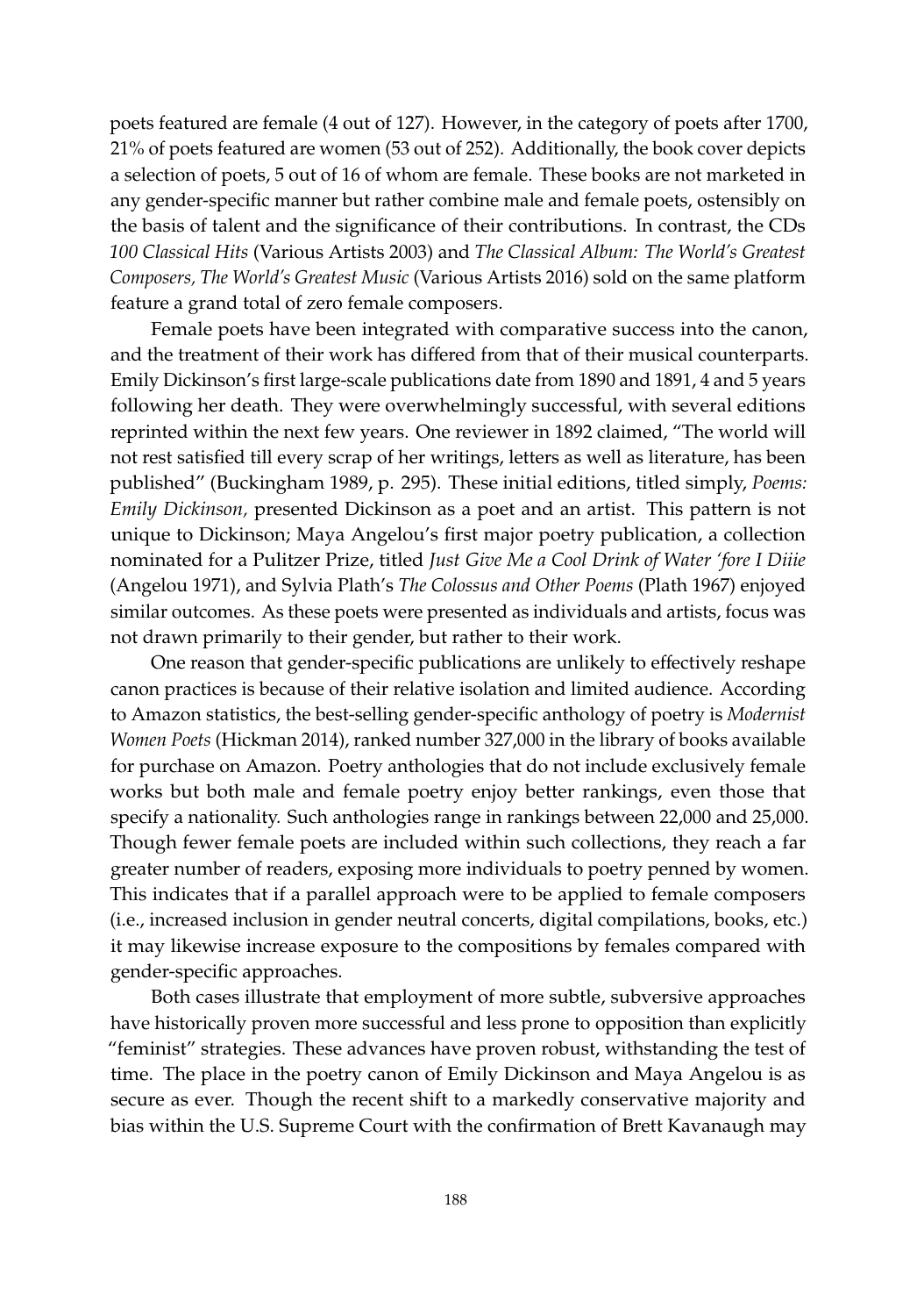poets featured are female (4 out of 127). However, in the category of poets after 1700, 21% of poets featured are women (53 out of 252). Additionally, the book cover depicts a selection of poets, 5 out of 16 of whom are female. These books are not marketed in any gender-specific manner but rather combine male and female poets, ostensibly on the basis of talent and the significance of their contributions. In contrast, the CDs *100 Classical Hits* (Various Artists 2003) and *The Classical Album: The World's Greatest Composers, The World's Greatest Music* (Various Artists 2016) sold on the same platform feature a grand total of zero female composers.

Female poets have been integrated with comparative success into the canon, and the treatment of their work has differed from that of their musical counterparts. Emily Dickinson's first large-scale publications date from 1890 and 1891, 4 and 5 years following her death. They were overwhelmingly successful, with several editions reprinted within the next few years. One reviewer in 1892 claimed, "The world will not rest satisfied till every scrap of her writings, letters as well as literature, has been published" (Buckingham 1989, p. 295). These initial editions, titled simply, *Poems: Emily Dickinson,* presented Dickinson as a poet and an artist. This pattern is not unique to Dickinson; Maya Angelou's first major poetry publication, a collection nominated for a Pulitzer Prize, titled *Just Give Me a Cool Drink of Water 'fore I Diiie* (Angelou 1971), and Sylvia Plath's *The Colossus and Other Poems* (Plath 1967) enjoyed similar outcomes. As these poets were presented as individuals and artists, focus was not drawn primarily to their gender, but rather to their work.

One reason that gender-specific publications are unlikely to effectively reshape canon practices is because of their relative isolation and limited audience. According to Amazon statistics, the best-selling gender-specific anthology of poetry is *Modernist Women Poets* (Hickman 2014), ranked number 327,000 in the library of books available for purchase on Amazon. Poetry anthologies that do not include exclusively female works but both male and female poetry enjoy better rankings, even those that specify a nationality. Such anthologies range in rankings between 22,000 and 25,000. Though fewer female poets are included within such collections, they reach a far greater number of readers, exposing more individuals to poetry penned by women. This indicates that if a parallel approach were to be applied to female composers (i.e., increased inclusion in gender neutral concerts, digital compilations, books, etc.) it may likewise increase exposure to the compositions by females compared with gender-specific approaches.

Both cases illustrate that employment of more subtle, subversive approaches have historically proven more successful and less prone to opposition than explicitly "feminist" strategies. These advances have proven robust, withstanding the test of time. The place in the poetry canon of Emily Dickinson and Maya Angelou is as secure as ever. Though the recent shift to a markedly conservative majority and bias within the U.S. Supreme Court with the confirmation of Brett Kavanaugh may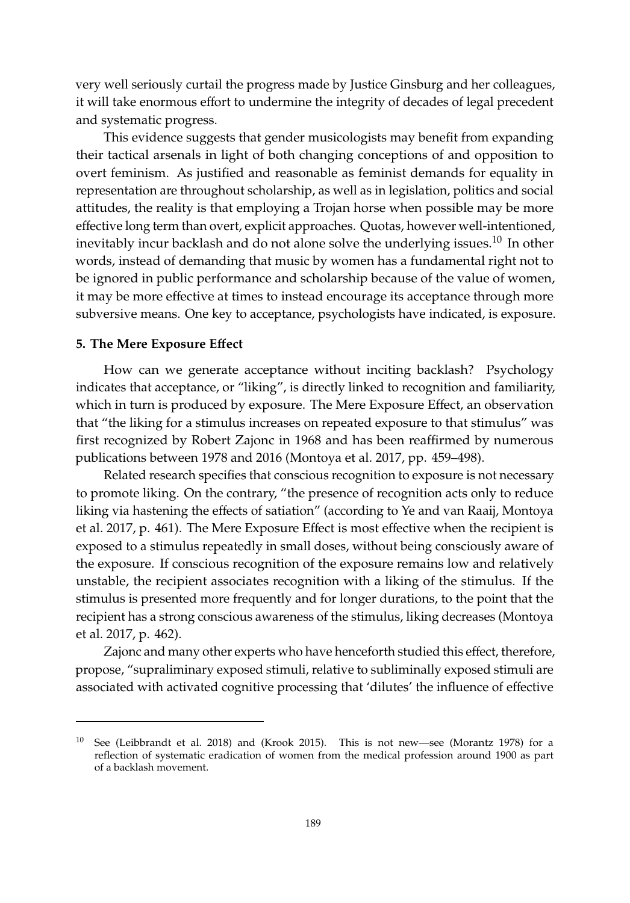very well seriously curtail the progress made by Justice Ginsburg and her colleagues, it will take enormous effort to undermine the integrity of decades of legal precedent and systematic progress.

This evidence suggests that gender musicologists may benefit from expanding their tactical arsenals in light of both changing conceptions of and opposition to overt feminism. As justified and reasonable as feminist demands for equality in representation are throughout scholarship, as well as in legislation, politics and social attitudes, the reality is that employing a Trojan horse when possible may be more effective long term than overt, explicit approaches. Quotas, however well-intentioned, inevitably incur backlash and do not alone solve the underlying issues.[10] In other words, instead of demanding that music by women has a fundamental right not to be ignored in public performance and scholarship because of the value of women, it may be more effective at times to instead encourage its acceptance through more subversive means. One key to acceptance, psychologists have indicated, is exposure.

## 5. The Mere Exposure Effect

How can we generate acceptance without inciting backlash? Psychology indicates that acceptance, or "liking", is directly linked to recognition and familiarity, which in turn is produced by exposure. The Mere Exposure Effect, an observation that "the liking for a stimulus increases on repeated exposure to that stimulus" was first recognized by Robert Zajonc in 1968 and has been reaffirmed by numerous publications between 1978 and 2016 (Montoya et al. 2017, pp. 459–498).

Related research specifies that conscious recognition to exposure is not necessary to promote liking. On the contrary, "the presence of recognition acts only to reduce liking via hastening the effects of satiation" (according to Ye and van Raaij, Montoya et al. 2017, p. 461). The Mere Exposure Effect is most effective when the recipient is exposed to a stimulus repeatedly in small doses, without being consciously aware of the exposure. If conscious recognition of the exposure remains low and relatively unstable, the recipient associates recognition with a liking of the stimulus. If the stimulus is presented more frequently and for longer durations, to the point that the recipient has a strong conscious awareness of the stimulus, liking decreases (Montoya et al. 2017, p. 462).

Zajonc and many other experts who have henceforth studied this effect, therefore, propose, "supraliminary exposed stimuli, relative to subliminally exposed stimuli are associated with activated cognitive processing that 'dilutes' the influence of effective

---

[10] See (Leibbrandt et al. 2018) and (Krook 2015). This is not new—see (Morantz 1978) for a reflection of systematic eradication of women from the medical profession around 1900 as part of a backlash movement.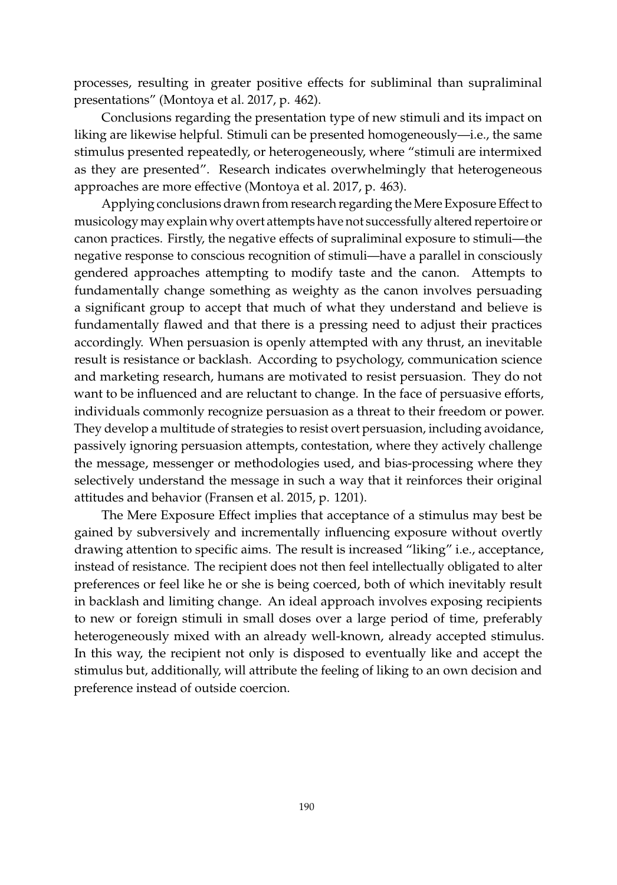processes, resulting in greater positive effects for subliminal than supraliminal presentations" (Montoya et al. 2017, p. 462).

Conclusions regarding the presentation type of new stimuli and its impact on liking are likewise helpful. Stimuli can be presented homogeneously—i.e., the same stimulus presented repeatedly, or heterogeneously, where "stimuli are intermixed as they are presented". Research indicates overwhelmingly that heterogeneous approaches are more effective (Montoya et al. 2017, p. 463).

Applying conclusions drawn from research regarding the Mere Exposure Effect to musicology may explain why overt attempts have not successfully altered repertoire or canon practices. Firstly, the negative effects of supraliminal exposure to stimuli—the negative response to conscious recognition of stimuli—have a parallel in consciously gendered approaches attempting to modify taste and the canon. Attempts to fundamentally change something as weighty as the canon involves persuading a significant group to accept that much of what they understand and believe is fundamentally flawed and that there is a pressing need to adjust their practices accordingly. When persuasion is openly attempted with any thrust, an inevitable result is resistance or backlash. According to psychology, communication science and marketing research, humans are motivated to resist persuasion. They do not want to be influenced and are reluctant to change. In the face of persuasive efforts, individuals commonly recognize persuasion as a threat to their freedom or power. They develop a multitude of strategies to resist overt persuasion, including avoidance, passively ignoring persuasion attempts, contestation, where they actively challenge the message, messenger or methodologies used, and bias-processing where they selectively understand the message in such a way that it reinforces their original attitudes and behavior (Fransen et al. 2015, p. 1201).

The Mere Exposure Effect implies that acceptance of a stimulus may best be gained by subversively and incrementally influencing exposure without overtly drawing attention to specific aims. The result is increased "liking" i.e., acceptance, instead of resistance. The recipient does not then feel intellectually obligated to alter preferences or feel like he or she is being coerced, both of which inevitably result in backlash and limiting change. An ideal approach involves exposing recipients to new or foreign stimuli in small doses over a large period of time, preferably heterogeneously mixed with an already well-known, already accepted stimulus. In this way, the recipient not only is disposed to eventually like and accept the stimulus but, additionally, will attribute the feeling of liking to an own decision and preference instead of outside coercion.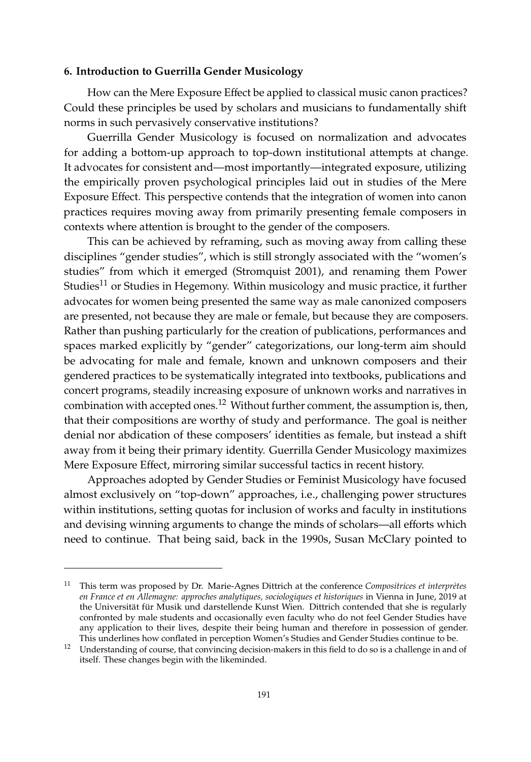## 6. Introduction to Guerrilla Gender Musicology

How can the Mere Exposure Effect be applied to classical music canon practices? Could these principles be used by scholars and musicians to fundamentally shift norms in such pervasively conservative institutions?

Guerrilla Gender Musicology is focused on normalization and advocates for adding a bottom-up approach to top-down institutional attempts at change. It advocates for consistent and—most importantly—integrated exposure, utilizing the empirically proven psychological principles laid out in studies of the Mere Exposure Effect. This perspective contends that the integration of women into canon practices requires moving away from primarily presenting female composers in contexts where attention is brought to the gender of the composers.

This can be achieved by reframing, such as moving away from calling these disciplines "gender studies", which is still strongly associated with the "women's studies" from which it emerged (Stromquist 2001), and renaming them Power Studies[11] or Studies in Hegemony. Within musicology and music practice, it further advocates for women being presented the same way as male canonized composers are presented, not because they are male or female, but because they are composers. Rather than pushing particularly for the creation of publications, performances and spaces marked explicitly by "gender" categorizations, our long-term aim should be advocating for male and female, known and unknown composers and their gendered practices to be systematically integrated into textbooks, publications and concert programs, steadily increasing exposure of unknown works and narratives in combination with accepted ones.[12] Without further comment, the assumption is, then, that their compositions are worthy of study and performance. The goal is neither denial nor abdication of these composers' identities as female, but instead a shift away from it being their primary identity. Guerrilla Gender Musicology maximizes Mere Exposure Effect, mirroring similar successful tactics in recent history.

Approaches adopted by Gender Studies or Feminist Musicology have focused almost exclusively on "top-down" approaches, i.e., challenging power structures within institutions, setting quotas for inclusion of works and faculty in institutions and devising winning arguments to change the minds of scholars—all efforts which need to continue. That being said, back in the 1990s, Susan McClary pointed to

---

[11] This term was proposed by Dr. Marie-Agnes Dittrich at the conference *Compositrices et interprètes en France et en Allemagne: approches analytiques, sociologiques et historiques* in Vienna in June, 2019 at the Universität für Musik und darstellende Kunst Wien. Dittrich contended that she is regularly confronted by male students and occasionally even faculty who do not feel Gender Studies have any application to their lives, despite their being human and therefore in possession of gender. This underlines how conflated in perception Women's Studies and Gender Studies continue to be.

[12] Understanding of course, that convincing decision-makers in this field to do so is a challenge in and of itself. These changes begin with the likeminded.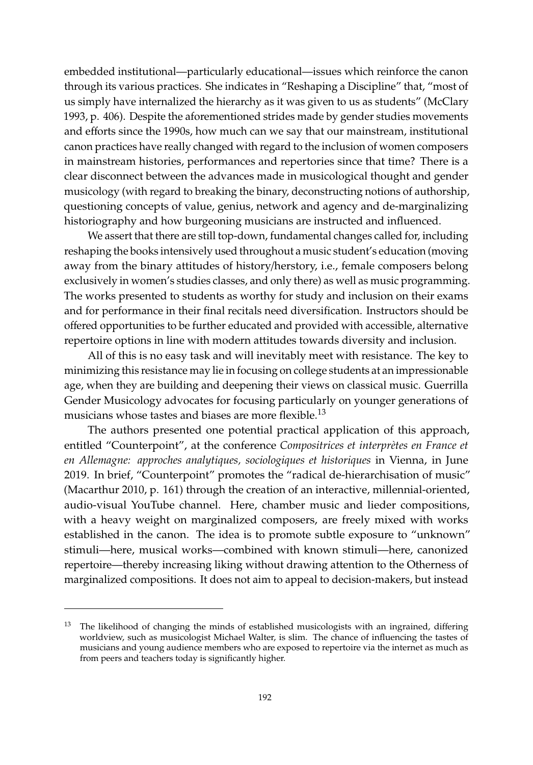embedded institutional—particularly educational—issues which reinforce the canon through its various practices. She indicates in "Reshaping a Discipline" that, "most of us simply have internalized the hierarchy as it was given to us as students" (McClary 1993, p. 406). Despite the aforementioned strides made by gender studies movements and efforts since the 1990s, how much can we say that our mainstream, institutional canon practices have really changed with regard to the inclusion of women composers in mainstream histories, performances and repertories since that time? There is a clear disconnect between the advances made in musicological thought and gender musicology (with regard to breaking the binary, deconstructing notions of authorship, questioning concepts of value, genius, network and agency and de-marginalizing historiography and how burgeoning musicians are instructed and influenced.

We assert that there are still top-down, fundamental changes called for, including reshaping the books intensively used throughout a music student's education (moving away from the binary attitudes of history/herstory, i.e., female composers belong exclusively in women's studies classes, and only there) as well as music programming. The works presented to students as worthy for study and inclusion on their exams and for performance in their final recitals need diversification. Instructors should be offered opportunities to be further educated and provided with accessible, alternative repertoire options in line with modern attitudes towards diversity and inclusion.

All of this is no easy task and will inevitably meet with resistance. The key to minimizing this resistance may lie in focusing on college students at an impressionable age, when they are building and deepening their views on classical music. Guerrilla Gender Musicology advocates for focusing particularly on younger generations of musicians whose tastes and biases are more flexible.[13]

The authors presented one potential practical application of this approach, entitled "Counterpoint", at the conference *Compositrices et interprètes en France et en Allemagne: approches analytiques, sociologiques et historiques* in Vienna, in June 2019. In brief, "Counterpoint" promotes the "radical de-hierarchisation of music" (Macarthur 2010, p. 161) through the creation of an interactive, millennial-oriented, audio-visual YouTube channel. Here, chamber music and lieder compositions, with a heavy weight on marginalized composers, are freely mixed with works established in the canon. The idea is to promote subtle exposure to "unknown" stimuli—here, musical works—combined with known stimuli—here, canonized repertoire—thereby increasing liking without drawing attention to the Otherness of marginalized compositions. It does not aim to appeal to decision-makers, but instead

---

[13] The likelihood of changing the minds of established musicologists with an ingrained, differing worldview, such as musicologist Michael Walter, is slim. The chance of influencing the tastes of musicians and young audience members who are exposed to repertoire via the internet as much as from peers and teachers today is significantly higher.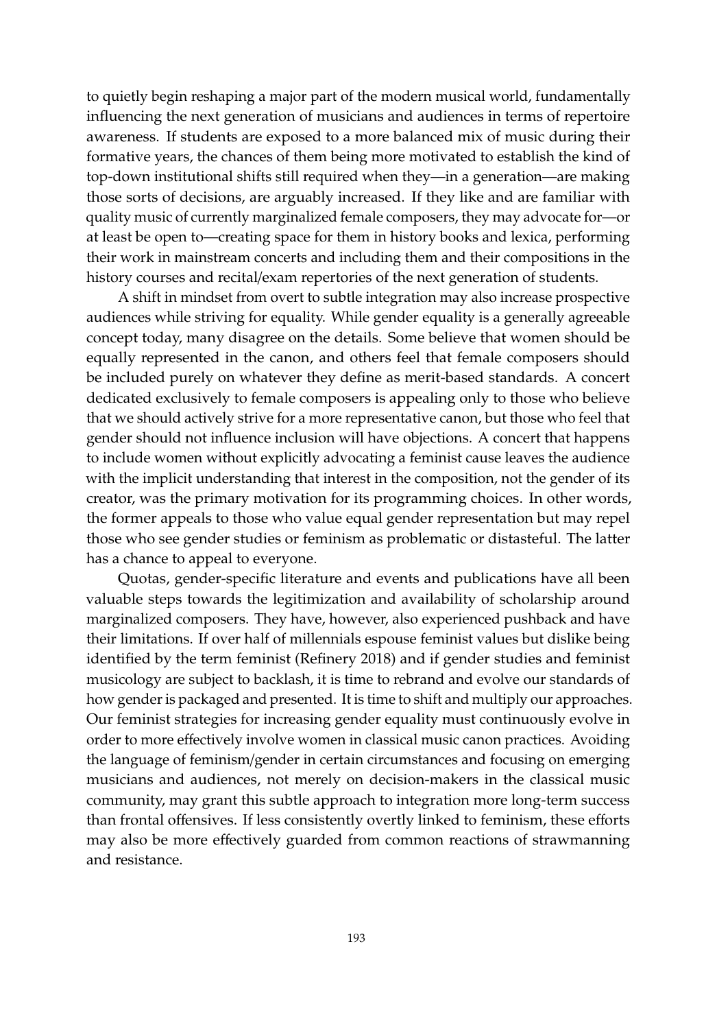to quietly begin reshaping a major part of the modern musical world, fundamentally influencing the next generation of musicians and audiences in terms of repertoire awareness. If students are exposed to a more balanced mix of music during their formative years, the chances of them being more motivated to establish the kind of top-down institutional shifts still required when they—in a generation—are making those sorts of decisions, are arguably increased. If they like and are familiar with quality music of currently marginalized female composers, they may advocate for—or at least be open to—creating space for them in history books and lexica, performing their work in mainstream concerts and including them and their compositions in the history courses and recital/exam repertories of the next generation of students.

A shift in mindset from overt to subtle integration may also increase prospective audiences while striving for equality. While gender equality is a generally agreeable concept today, many disagree on the details. Some believe that women should be equally represented in the canon, and others feel that female composers should be included purely on whatever they define as merit-based standards. A concert dedicated exclusively to female composers is appealing only to those who believe that we should actively strive for a more representative canon, but those who feel that gender should not influence inclusion will have objections. A concert that happens to include women without explicitly advocating a feminist cause leaves the audience with the implicit understanding that interest in the composition, not the gender of its creator, was the primary motivation for its programming choices. In other words, the former appeals to those who value equal gender representation but may repel those who see gender studies or feminism as problematic or distasteful. The latter has a chance to appeal to everyone.

Quotas, gender-specific literature and events and publications have all been valuable steps towards the legitimization and availability of scholarship around marginalized composers. They have, however, also experienced pushback and have their limitations. If over half of millennials espouse feminist values but dislike being identified by the term feminist (Refinery 2018) and if gender studies and feminist musicology are subject to backlash, it is time to rebrand and evolve our standards of how gender is packaged and presented. It is time to shift and multiply our approaches. Our feminist strategies for increasing gender equality must continuously evolve in order to more effectively involve women in classical music canon practices. Avoiding the language of feminism/gender in certain circumstances and focusing on emerging musicians and audiences, not merely on decision-makers in the classical music community, may grant this subtle approach to integration more long-term success than frontal offensives. If less consistently overtly linked to feminism, these efforts may also be more effectively guarded from common reactions of strawmanning and resistance.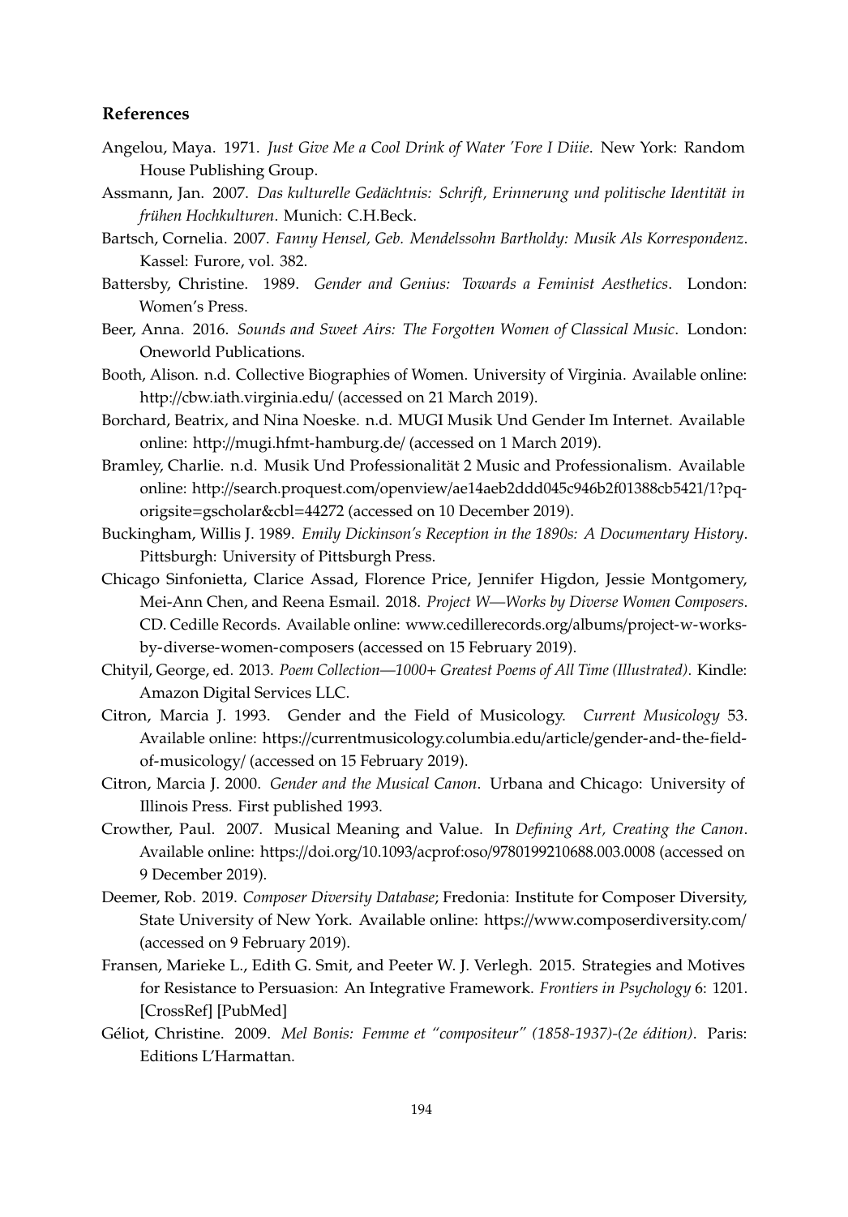## References

Angelou, Maya. 1971. *Just Give Me a Cool Drink of Water 'Fore I Diiie*. New York: Random House Publishing Group.

Assmann, Jan. 2007. *Das kulturelle Gedächtnis: Schrift, Erinnerung und politische Identität in frühen Hochkulturen*. Munich: C.H.Beck.

Bartsch, Cornelia. 2007. *Fanny Hensel, Geb. Mendelssohn Bartholdy: Musik Als Korrespondenz*. Kassel: Furore, vol. 382.

Battersby, Christine. 1989. *Gender and Genius: Towards a Feminist Aesthetics*. London: Women's Press.

Beer, Anna. 2016. *Sounds and Sweet Airs: The Forgotten Women of Classical Music*. London: Oneworld Publications.

Booth, Alison. n.d. Collective Biographies of Women. University of Virginia. Available online: http://cbw.iath.virginia.edu/ (accessed on 21 March 2019).

Borchard, Beatrix, and Nina Noeske. n.d. MUGI Musik Und Gender Im Internet. Available online: http://mugi.hfmt-hamburg.de/ (accessed on 1 March 2019).

Bramley, Charlie. n.d. Musik Und Professionalität 2 Music and Professionalism. Available online: http://search.proquest.com/openview/ae14aeb2ddd045c946b2f01388cb5421/1?pq-origsite=gscholar&cbl=44272 (accessed on 10 December 2019).

Buckingham, Willis J. 1989. *Emily Dickinson's Reception in the 1890s: A Documentary History*. Pittsburgh: University of Pittsburgh Press.

Chicago Sinfonietta, Clarice Assad, Florence Price, Jennifer Higdon, Jessie Montgomery, Mei-Ann Chen, and Reena Esmail. 2018. *Project W—Works by Diverse Women Composers*. CD. Cedille Records. Available online: www.cedillerecords.org/albums/project-w-works-by-diverse-women-composers (accessed on 15 February 2019).

Chityil, George, ed. 2013. *Poem Collection—1000+ Greatest Poems of All Time (Illustrated)*. Kindle: Amazon Digital Services LLC.

Citron, Marcia J. 1993. Gender and the Field of Musicology. *Current Musicology* 53. Available online: https://currentmusicology.columbia.edu/article/gender-and-the-field-of-musicology/ (accessed on 15 February 2019).

Citron, Marcia J. 2000. *Gender and the Musical Canon*. Urbana and Chicago: University of Illinois Press. First published 1993.

Crowther, Paul. 2007. Musical Meaning and Value. In *Defining Art, Creating the Canon*. Available online: https://doi.org/10.1093/acprof:oso/9780199210688.003.0008 (accessed on 9 December 2019).

Deemer, Rob. 2019. *Composer Diversity Database*; Fredonia: Institute for Composer Diversity, State University of New York. Available online: https://www.composerdiversity.com/ (accessed on 9 February 2019).

Fransen, Marieke L., Edith G. Smit, and Peeter W. J. Verlegh. 2015. Strategies and Motives for Resistance to Persuasion: An Integrative Framework. *Frontiers in Psychology* 6: 1201. [CrossRef] [PubMed]

Géliot, Christine. 2009. *Mel Bonis: Femme et "compositeur" (1858-1937)-(2e édition)*. Paris: Editions L'Harmattan.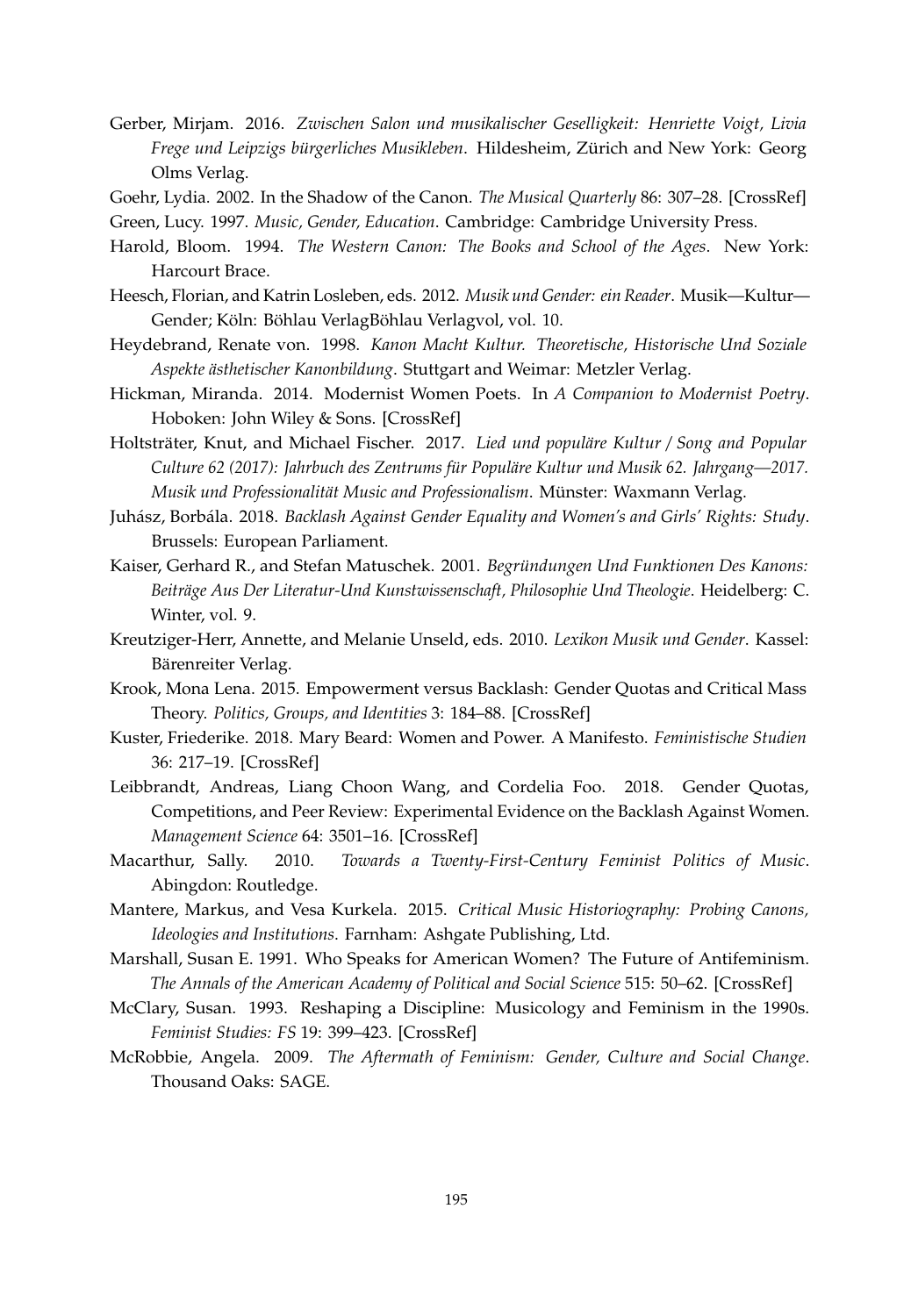Gerber, Mirjam. 2016. *Zwischen Salon und musikalischer Geselligkeit: Henriette Voigt, Livia Frege und Leipzigs bürgerliches Musikleben*. Hildesheim, Zürich and New York: Georg Olms Verlag.

Goehr, Lydia. 2002. In the Shadow of the Canon. *The Musical Quarterly* 86: 307–28. [CrossRef]

Green, Lucy. 1997. *Music, Gender, Education*. Cambridge: Cambridge University Press.

Harold, Bloom. 1994. *The Western Canon: The Books and School of the Ages*. New York: Harcourt Brace.

Heesch, Florian, and Katrin Losleben, eds. 2012. *Musik und Gender: ein Reader*. Musik—Kultur—Gender; Köln: Böhlau VerlagBöhlau Verlagvol, vol. 10.

Heydebrand, Renate von. 1998. *Kanon Macht Kultur. Theoretische, Historische Und Soziale Aspekte ästhetischer Kanonbildung*. Stuttgart and Weimar: Metzler Verlag.

Hickman, Miranda. 2014. Modernist Women Poets. In *A Companion to Modernist Poetry*. Hoboken: John Wiley & Sons. [CrossRef]

Holtsträter, Knut, and Michael Fischer. 2017. *Lied und populäre Kultur / Song and Popular Culture 62 (2017): Jahrbuch des Zentrums für Populäre Kultur und Musik 62. Jahrgang—2017. Musik und Professionalität Music and Professionalism*. Münster: Waxmann Verlag.

Juhász, Borbála. 2018. *Backlash Against Gender Equality and Women's and Girls' Rights: Study*. Brussels: European Parliament.

Kaiser, Gerhard R., and Stefan Matuschek. 2001. *Begründungen Und Funktionen Des Kanons: Beiträge Aus Der Literatur-Und Kunstwissenschaft, Philosophie Und Theologie*. Heidelberg: C. Winter, vol. 9.

Kreutziger-Herr, Annette, and Melanie Unseld, eds. 2010. *Lexikon Musik und Gender*. Kassel: Bärenreiter Verlag.

Krook, Mona Lena. 2015. Empowerment versus Backlash: Gender Quotas and Critical Mass Theory. *Politics, Groups, and Identities* 3: 184–88. [CrossRef]

Kuster, Friederike. 2018. Mary Beard: Women and Power. A Manifesto. *Feministische Studien* 36: 217–19. [CrossRef]

Leibbrandt, Andreas, Liang Choon Wang, and Cordelia Foo. 2018. Gender Quotas, Competitions, and Peer Review: Experimental Evidence on the Backlash Against Women. *Management Science* 64: 3501–16. [CrossRef]

Macarthur, Sally. 2010. *Towards a Twenty-First-Century Feminist Politics of Music*. Abingdon: Routledge.

Mantere, Markus, and Vesa Kurkela. 2015. *Critical Music Historiography: Probing Canons, Ideologies and Institutions*. Farnham: Ashgate Publishing, Ltd.

Marshall, Susan E. 1991. Who Speaks for American Women? The Future of Antifeminism. *The Annals of the American Academy of Political and Social Science* 515: 50–62. [CrossRef]

McClary, Susan. 1993. Reshaping a Discipline: Musicology and Feminism in the 1990s. *Feminist Studies: FS* 19: 399–423. [CrossRef]

McRobbie, Angela. 2009. *The Aftermath of Feminism: Gender, Culture and Social Change*. Thousand Oaks: SAGE.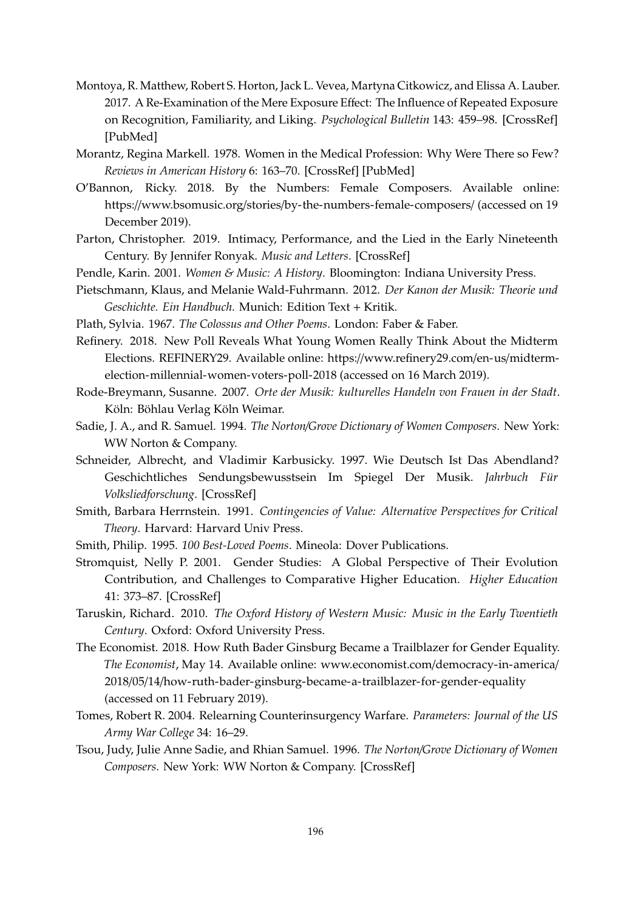Montoya, R. Matthew, Robert S. Horton, Jack L. Vevea, Martyna Citkowicz, and Elissa A. Lauber. 2017. A Re-Examination of the Mere Exposure Effect: The Influence of Repeated Exposure on Recognition, Familiarity, and Liking. *Psychological Bulletin* 143: 459–98. [CrossRef] [PubMed]

Morantz, Regina Markell. 1978. Women in the Medical Profession: Why Were There so Few? *Reviews in American History* 6: 163–70. [CrossRef] [PubMed]

O'Bannon, Ricky. 2018. By the Numbers: Female Composers. Available online: https://www.bsomusic.org/stories/by-the-numbers-female-composers/ (accessed on 19 December 2019).

Parton, Christopher. 2019. Intimacy, Performance, and the Lied in the Early Nineteenth Century. By Jennifer Ronyak. *Music and Letters*. [CrossRef]

Pendle, Karin. 2001. *Women & Music: A History*. Bloomington: Indiana University Press.

Pietschmann, Klaus, and Melanie Wald-Fuhrmann. 2012. *Der Kanon der Musik: Theorie und Geschichte. Ein Handbuch*. Munich: Edition Text + Kritik.

Plath, Sylvia. 1967. *The Colossus and Other Poems*. London: Faber & Faber.

Refinery. 2018. New Poll Reveals What Young Women Really Think About the Midterm Elections. REFINERY29. Available online: https://www.refinery29.com/en-us/midterm-election-millennial-women-voters-poll-2018 (accessed on 16 March 2019).

Rode-Breymann, Susanne. 2007. *Orte der Musik: kulturelles Handeln von Frauen in der Stadt*. Köln: Böhlau Verlag Köln Weimar.

Sadie, J. A., and R. Samuel. 1994. *The Norton/Grove Dictionary of Women Composers*. New York: WW Norton & Company.

Schneider, Albrecht, and Vladimir Karbusicky. 1997. Wie Deutsch Ist Das Abendland? Geschichtliches Sendungsbewusstsein Im Spiegel Der Musik. *Jahrbuch Für Volksliedforschung*. [CrossRef]

Smith, Barbara Herrnstein. 1991. *Contingencies of Value: Alternative Perspectives for Critical Theory*. Harvard: Harvard Univ Press.

Smith, Philip. 1995. *100 Best-Loved Poems*. Mineola: Dover Publications.

Stromquist, Nelly P. 2001. Gender Studies: A Global Perspective of Their Evolution Contribution, and Challenges to Comparative Higher Education. *Higher Education* 41: 373–87. [CrossRef]

Taruskin, Richard. 2010. *The Oxford History of Western Music: Music in the Early Twentieth Century*. Oxford: Oxford University Press.

The Economist. 2018. How Ruth Bader Ginsburg Became a Trailblazer for Gender Equality. *The Economist*, May 14. Available online: www.economist.com/democracy-in-america/2018/05/14/how-ruth-bader-ginsburg-became-a-trailblazer-for-gender-equality (accessed on 11 February 2019).

Tomes, Robert R. 2004. Relearning Counterinsurgency Warfare. *Parameters: Journal of the US Army War College* 34: 16–29.

Tsou, Judy, Julie Anne Sadie, and Rhian Samuel. 1996. *The Norton/Grove Dictionary of Women Composers*. New York: WW Norton & Company. [CrossRef]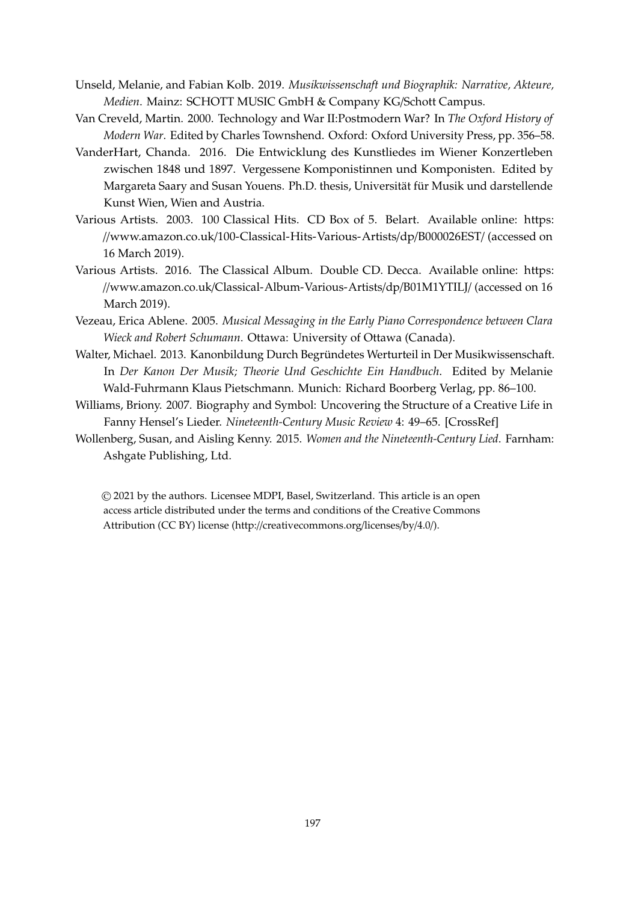Unseld, Melanie, and Fabian Kolb. 2019. *Musikwissenschaft und Biographik: Narrative, Akteure, Medien*. Mainz: SCHOTT MUSIC GmbH & Company KG/Schott Campus.

Van Creveld, Martin. 2000. Technology and War II:Postmodern War? In *The Oxford History of Modern War*. Edited by Charles Townshend. Oxford: Oxford University Press, pp. 356–58.

VanderHart, Chanda. 2016. Die Entwicklung des Kunstliedes im Wiener Konzertleben zwischen 1848 und 1897. Vergessene Komponistinnen und Komponisten. Edited by Margareta Saary and Susan Youens. Ph.D. thesis, Universität für Musik und darstellende Kunst Wien, Wien and Austria.

Various Artists. 2003. 100 Classical Hits. CD Box of 5. Belart. Available online: https://www.amazon.co.uk/100-Classical-Hits-Various-Artists/dp/B000026EST/ (accessed on 16 March 2019).

Various Artists. 2016. The Classical Album. Double CD. Decca. Available online: https://www.amazon.co.uk/Classical-Album-Various-Artists/dp/B01M1YTILJ/ (accessed on 16 March 2019).

Vezeau, Erica Ablene. 2005. *Musical Messaging in the Early Piano Correspondence between Clara Wieck and Robert Schumann*. Ottawa: University of Ottawa (Canada).

Walter, Michael. 2013. Kanonbildung Durch Begründetes Werturteil in Der Musikwissenschaft. In *Der Kanon Der Musik; Theorie Und Geschichte Ein Handbuch*. Edited by Melanie Wald-Fuhrmann Klaus Pietschmann. Munich: Richard Boorberg Verlag, pp. 86–100.

Williams, Briony. 2007. Biography and Symbol: Uncovering the Structure of a Creative Life in Fanny Hensel's Lieder. *Nineteenth-Century Music Review* 4: 49–65. [CrossRef]

Wollenberg, Susan, and Aisling Kenny. 2015. *Women and the Nineteenth-Century Lied*. Farnham: Ashgate Publishing, Ltd.

© 2021 by the authors. Licensee MDPI, Basel, Switzerland. This article is an open access article distributed under the terms and conditions of the Creative Commons Attribution (CC BY) license (http://creativecommons.org/licenses/by/4.0/).